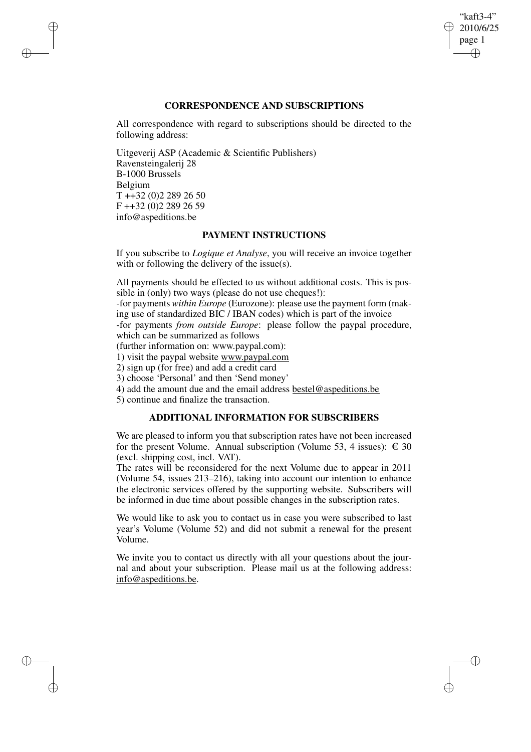## CORRESPONDENCE AND SUBSCRIPTIONS

All correspondence with regard to subscriptions should be directed to the following address:

Uitgeverij ASP (Academic & Scientific Publishers)
Ravensteingalerij 28
B-1000 Brussels
Belgium
T ++32 (0)2 289 26 50
F ++32 (0)2 289 26 59
info@aspeditions.be

## PAYMENT INSTRUCTIONS

If you subscribe to *Logique et Analyse*, you will receive an invoice together with or following the delivery of the issue(s).

All payments should be effected to us without additional costs. This is possible in (only) two ways (please do not use cheques!):

-for payments *within Europe* (Eurozone): please use the payment form (making use of standardized BIC / IBAN codes) which is part of the invoice

-for payments *from outside Europe*: please follow the paypal procedure, which can be summarized as follows

(further information on: www.paypal.com):

1) visit the paypal website www.paypal.com
2) sign up (for free) and add a credit card
3) choose 'Personal' and then 'Send money'
4) add the amount due and the email address bestel@aspeditions.be
5) continue and finalize the transaction.

## ADDITIONAL INFORMATION FOR SUBSCRIBERS

We are pleased to inform you that subscription rates have not been increased for the present Volume. Annual subscription (Volume 53, 4 issues): € 30 (excl. shipping cost, incl. VAT).

The rates will be reconsidered for the next Volume due to appear in 2011 (Volume 54, issues 213–216), taking into account our intention to enhance the electronic services offered by the supporting website. Subscribers will be informed in due time about possible changes in the subscription rates.

We would like to ask you to contact us in case you were subscribed to last year's Volume (Volume 52) and did not submit a renewal for the present Volume.

We invite you to contact us directly with all your questions about the journal and about your subscription. Please mail us at the following address: info@aspeditions.be.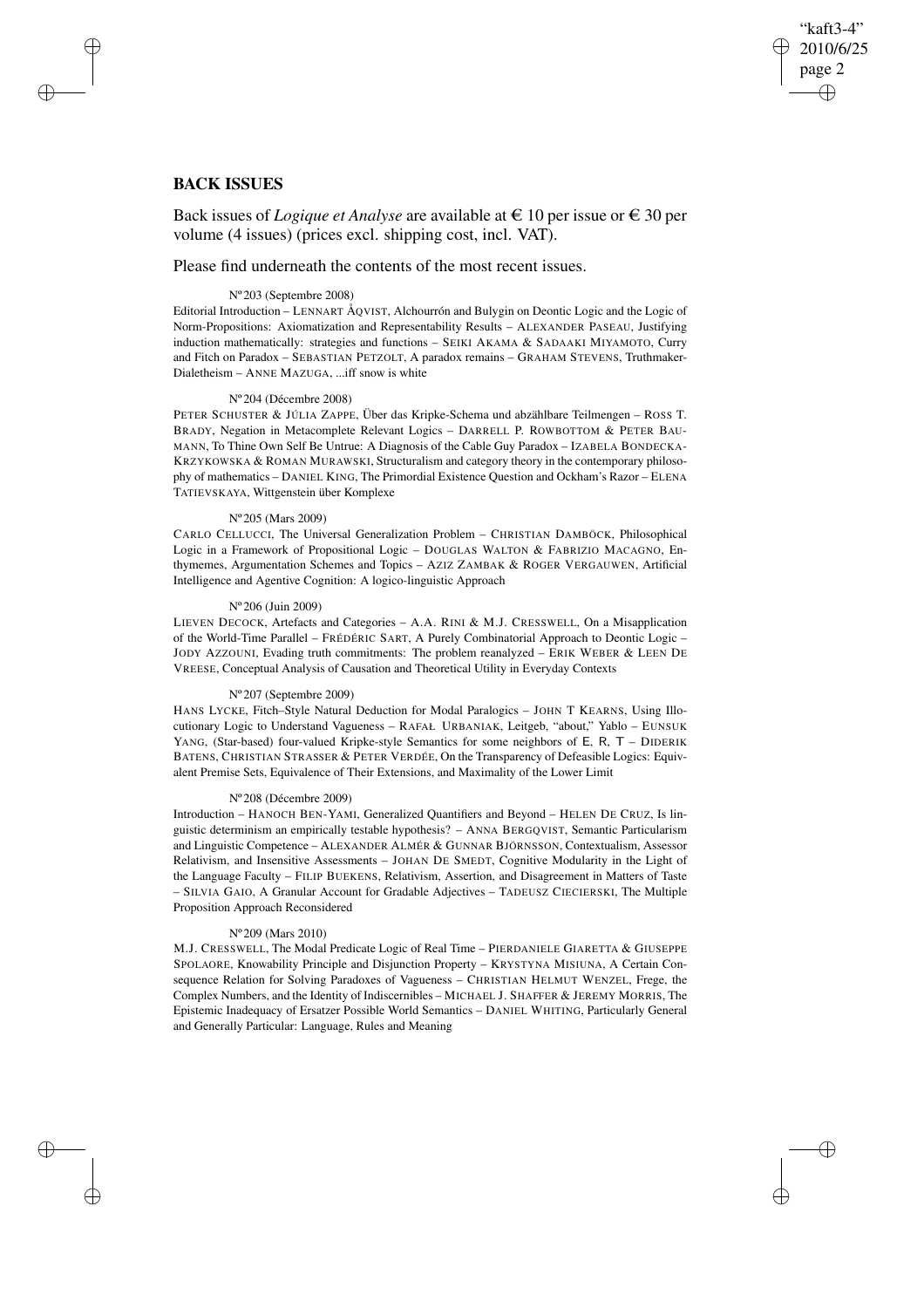## BACK ISSUES

Back issues of *Logique et Analyse* are available at € 10 per issue or € 30 per volume (4 issues) (prices excl. shipping cost, incl. VAT).

Please find underneath the contents of the most recent issues.

Nº203 (Septembre 2008)

Editorial Introduction – LENNART ÅQVIST, Alchourrón and Bulygin on Deontic Logic and the Logic of Norm-Propositions: Axiomatization and Representability Results – ALEXANDER PASEAU, Justifying induction mathematically: strategies and functions – SEIKI AKAMA & SADAAKI MIYAMOTO, Curry and Fitch on Paradox – SEBASTIAN PETZOLT, A paradox remains – GRAHAM STEVENS, Truthmaker-Dialetheism – ANNE MAZUGA, ...iff snow is white

Nº204 (Décembre 2008)

PETER SCHUSTER & JÚLIA ZAPPE, Über das Kripke-Schema und abzählbare Teilmengen – ROSS T. BRADY, Negation in Metacomplete Relevant Logics – DARRELL P. ROWBOTTOM & PETER BAUMANN, To Thine Own Self Be Untrue: A Diagnosis of the Cable Guy Paradox – IZABELA BONDECKA-KRZYKOWSKA & ROMAN MURAWSKI, Structuralism and category theory in the contemporary philosophy of mathematics – DANIEL KING, The Primordial Existence Question and Ockham's Razor – ELENA TATIEVSKAYA, Wittgenstein über Komplexe

Nº205 (Mars 2009)

CARLO CELLUCCI, The Universal Generalization Problem – CHRISTIAN DAMBÖCK, Philosophical Logic in a Framework of Propositional Logic – DOUGLAS WALTON & FABRIZIO MACAGNO, Enthymemes, Argumentation Schemes and Topics – AZIZ ZAMBAK & ROGER VERGAUWEN, Artificial Intelligence and Agentive Cognition: A logico-linguistic Approach

Nº206 (Juin 2009)

LIEVEN DECOCK, Artefacts and Categories – A.A. RINI & M.J. CRESSWELL, On a Misapplication of the World-Time Parallel – FRÉDÉRIC SART, A Purely Combinatorial Approach to Deontic Logic – JODY AZZOUNI, Evading truth commitments: The problem reanalyzed – ERIK WEBER & LEEN DE VREESE, Conceptual Analysis of Causation and Theoretical Utility in Everyday Contexts

Nº207 (Septembre 2009)

HANS LYCKE, Fitch–Style Natural Deduction for Modal Paralogics – JOHN T KEARNS, Using Illocutionary Logic to Understand Vagueness – RAFAŁ URBANIAK, Leitgeb, "about," Yablo – EUNSUK YANG, (Star-based) four-valued Kripke-style Semantics for some neighbors of E, R, T – DIDERIK BATENS, CHRISTIAN STRASSER & PETER VERDÉE, On the Transparency of Defeasible Logics: Equivalent Premise Sets, Equivalence of Their Extensions, and Maximality of the Lower Limit

Nº208 (Décembre 2009)

Introduction – HANOCH BEN-YAMI, Generalized Quantifiers and Beyond – HELEN DE CRUZ, Is linguistic determinism an empirically testable hypothesis? – ANNA BERGQVIST, Semantic Particularism and Linguistic Competence – ALEXANDER ALMÉR & GUNNAR BJÖRNSSON, Contextualism, Assessor Relativism, and Insensitive Assessments – JOHAN DE SMEDT, Cognitive Modularity in the Light of the Language Faculty – FILIP BUEKENS, Relativism, Assertion, and Disagreement in Matters of Taste – SILVIA GAIO, A Granular Account for Gradable Adjectives – TADEUSZ CIECIERSKI, The Multiple Proposition Approach Reconsidered

Nº209 (Mars 2010)

M.J. CRESSWELL, The Modal Predicate Logic of Real Time – PIERDANIELE GIARETTA & GIUSEPPE SPOLAORE, Knowability Principle and Disjunction Property – KRYSTYNA MISIUNA, A Certain Consequence Relation for Solving Paradoxes of Vagueness – CHRISTIAN HELMUT WENZEL, Frege, the Complex Numbers, and the Identity of Indiscernibles – MICHAEL J. SHAFFER & JEREMY MORRIS, The Epistemic Inadequacy of Ersatzer Possible World Semantics – DANIEL WHITING, Particularly General and Generally Particular: Language, Rules and Meaning